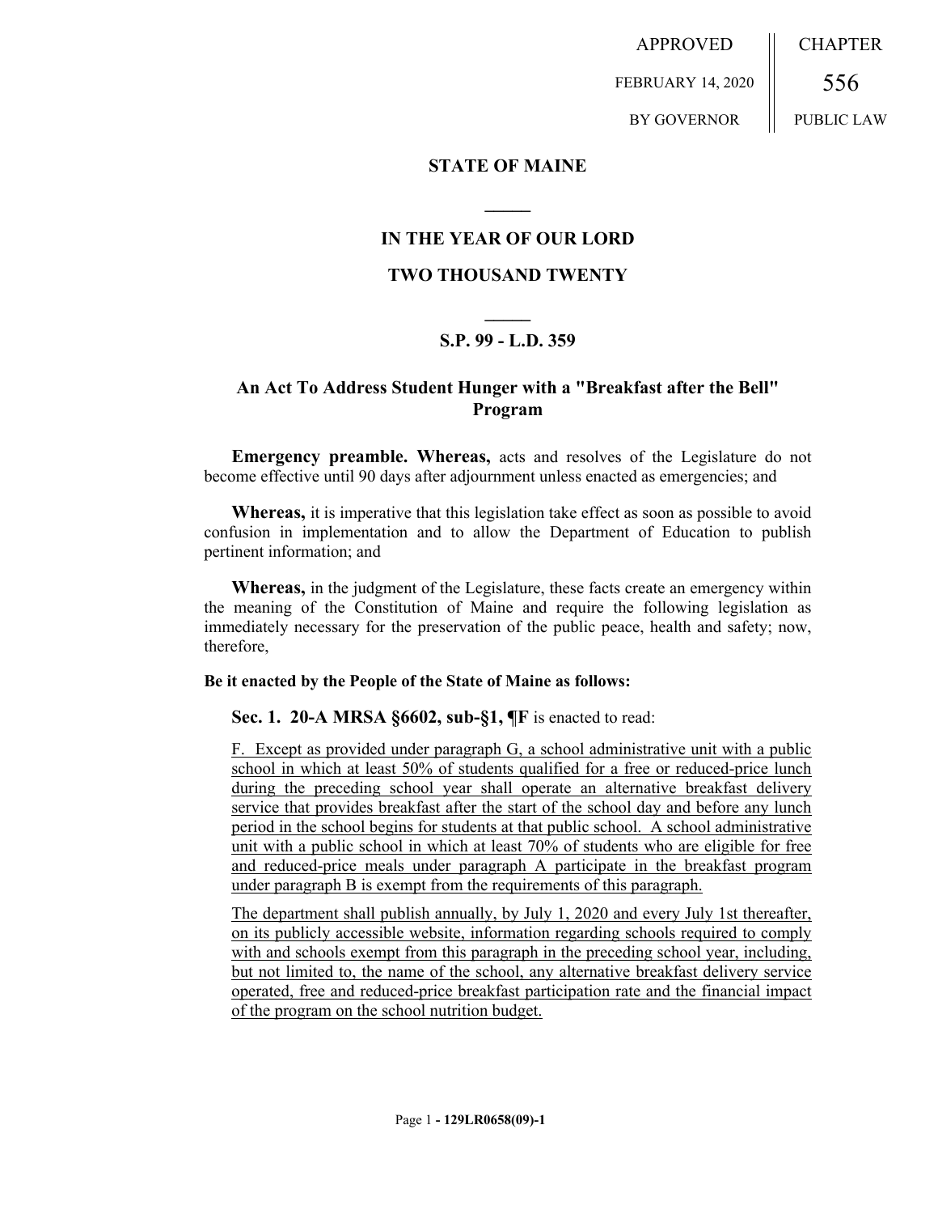APPROVED FEBRUARY 14, 2020 BY GOVERNOR

CHAPTER 556 PUBLIC LAW

**STATE OF MAINE**

**IN THE YEAR OF OUR LORD**

**TWO THOUSAND TWENTY**

**S.P. 99 - L.D. 359**

## An Act To Address Student Hunger with a "Breakfast after the Bell" Program

**Emergency preamble. Whereas,** acts and resolves of the Legislature do not become effective until 90 days after adjournment unless enacted as emergencies; and

**Whereas,** it is imperative that this legislation take effect as soon as possible to avoid confusion in implementation and to allow the Department of Education to publish pertinent information; and

**Whereas,** in the judgment of the Legislature, these facts create an emergency within the meaning of the Constitution of Maine and require the following legislation as immediately necessary for the preservation of the public peace, health and safety; now, therefore,

**Be it enacted by the People of the State of Maine as follows:**

**Sec. 1. 20-A MRSA §6602, sub-§1, ¶F** is enacted to read:

F. Except as provided under paragraph G, a school administrative unit with a public school in which at least 50% of students qualified for a free or reduced-price lunch during the preceding school year shall operate an alternative breakfast delivery service that provides breakfast after the start of the school day and before any lunch period in the school begins for students at that public school. A school administrative unit with a public school in which at least 70% of students who are eligible for free and reduced-price meals under paragraph A participate in the breakfast program under paragraph B is exempt from the requirements of this paragraph.

The department shall publish annually, by July 1, 2020 and every July 1st thereafter, on its publicly accessible website, information regarding schools required to comply with and schools exempt from this paragraph in the preceding school year, including, but not limited to, the name of the school, any alternative breakfast delivery service operated, free and reduced-price breakfast participation rate and the financial impact of the program on the school nutrition budget.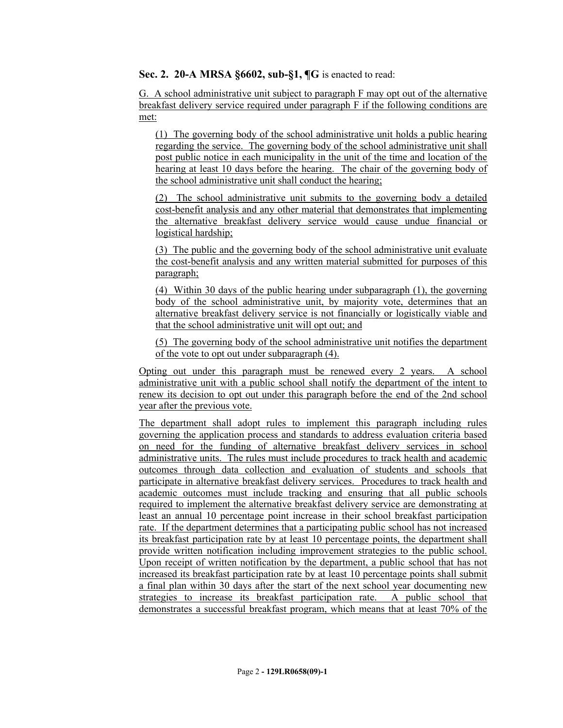**Sec. 2. 20-A MRSA §6602, sub-§1, ¶G** is enacted to read:

G. A school administrative unit subject to paragraph F may opt out of the alternative breakfast delivery service required under paragraph F if the following conditions are met:

(1) The governing body of the school administrative unit holds a public hearing regarding the service. The governing body of the school administrative unit shall post public notice in each municipality in the unit of the time and location of the hearing at least 10 days before the hearing. The chair of the governing body of the school administrative unit shall conduct the hearing;

(2) The school administrative unit submits to the governing body a detailed cost-benefit analysis and any other material that demonstrates that implementing the alternative breakfast delivery service would cause undue financial or logistical hardship;

(3) The public and the governing body of the school administrative unit evaluate the cost-benefit analysis and any written material submitted for purposes of this paragraph;

(4) Within 30 days of the public hearing under subparagraph (1), the governing body of the school administrative unit, by majority vote, determines that an alternative breakfast delivery service is not financially or logistically viable and that the school administrative unit will opt out; and

(5) The governing body of the school administrative unit notifies the department of the vote to opt out under subparagraph (4).

Opting out under this paragraph must be renewed every 2 years. A school administrative unit with a public school shall notify the department of the intent to renew its decision to opt out under this paragraph before the end of the 2nd school year after the previous vote.

The department shall adopt rules to implement this paragraph including rules governing the application process and standards to address evaluation criteria based on need for the funding of alternative breakfast delivery services in school administrative units. The rules must include procedures to track health and academic outcomes through data collection and evaluation of students and schools that participate in alternative breakfast delivery services. Procedures to track health and academic outcomes must include tracking and ensuring that all public schools required to implement the alternative breakfast delivery service are demonstrating at least an annual 10 percentage point increase in their school breakfast participation rate. If the department determines that a participating public school has not increased its breakfast participation rate by at least 10 percentage points, the department shall provide written notification including improvement strategies to the public school. Upon receipt of written notification by the department, a public school that has not increased its breakfast participation rate by at least 10 percentage points shall submit a final plan within 30 days after the start of the next school year documenting new strategies to increase its breakfast participation rate. A public school that demonstrates a successful breakfast program, which means that at least 70% of the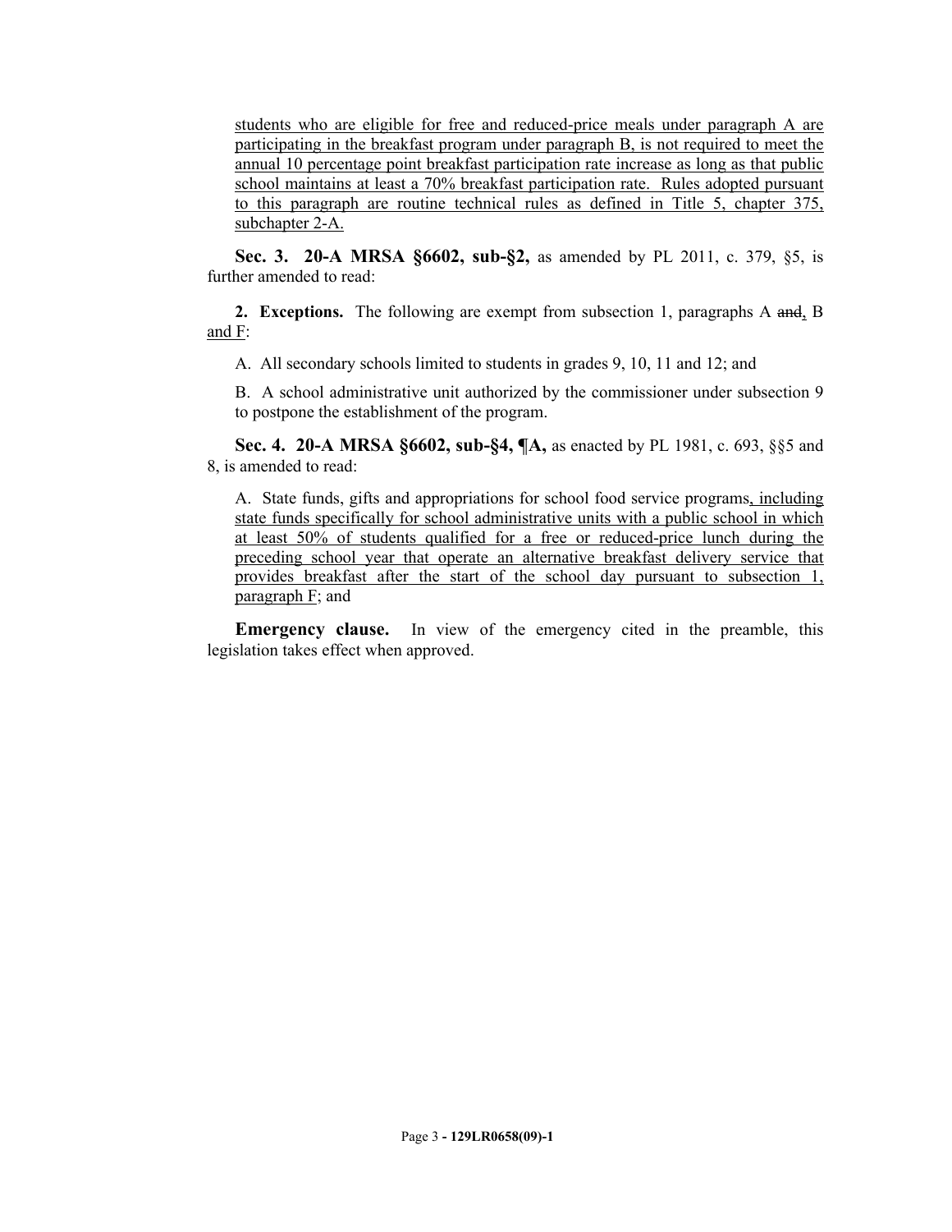students who are eligible for free and reduced-price meals under paragraph A are participating in the breakfast program under paragraph B, is not required to meet the annual 10 percentage point breakfast participation rate increase as long as that public school maintains at least a 70% breakfast participation rate. Rules adopted pursuant to this paragraph are routine technical rules as defined in Title 5, chapter 375, subchapter 2-A.

**Sec. 3. 20-A MRSA §6602, sub-§2,** as amended by PL 2011, c. 379, §5, is further amended to read:

**2. Exceptions.** The following are exempt from subsection 1, paragraphs A ~~and~~, B and F:

A. All secondary schools limited to students in grades 9, 10, 11 and 12; and

B. A school administrative unit authorized by the commissioner under subsection 9 to postpone the establishment of the program.

**Sec. 4. 20-A MRSA §6602, sub-§4, ¶A,** as enacted by PL 1981, c. 693, §§5 and 8, is amended to read:

A. State funds, gifts and appropriations for school food service programs, including state funds specifically for school administrative units with a public school in which at least 50% of students qualified for a free or reduced-price lunch during the preceding school year that operate an alternative breakfast delivery service that provides breakfast after the start of the school day pursuant to subsection 1, paragraph F; and

**Emergency clause.** In view of the emergency cited in the preamble, this legislation takes effect when approved.